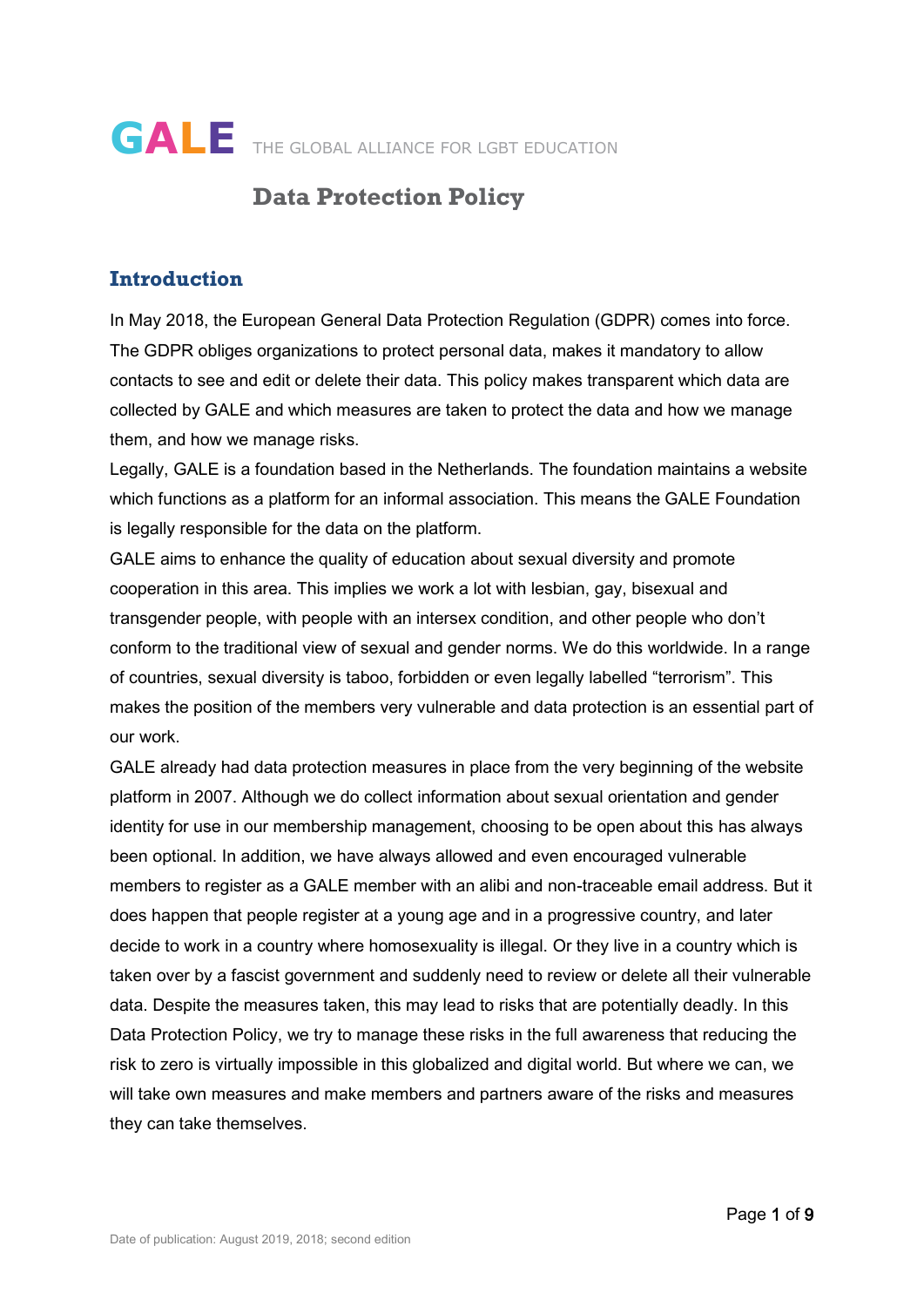# GALE THE GLOBAL ALLIANCE FOR LGBT EDUCATION

## Data Protection Policy

### Introduction

In May 2018, the European General Data Protection Regulation (GDPR) comes into force. The GDPR obliges organizations to protect personal data, makes it mandatory to allow contacts to see and edit or delete their data. This policy makes transparent which data are collected by GALE and which measures are taken to protect the data and how we manage them, and how we manage risks.

Legally, GALE is a foundation based in the Netherlands. The foundation maintains a website which functions as a platform for an informal association. This means the GALE Foundation is legally responsible for the data on the platform.

GALE aims to enhance the quality of education about sexual diversity and promote cooperation in this area. This implies we work a lot with lesbian, gay, bisexual and transgender people, with people with an intersex condition, and other people who don't conform to the traditional view of sexual and gender norms. We do this worldwide. In a range of countries, sexual diversity is taboo, forbidden or even legally labelled "terrorism". This makes the position of the members very vulnerable and data protection is an essential part of our work.

GALE already had data protection measures in place from the very beginning of the website platform in 2007. Although we do collect information about sexual orientation and gender identity for use in our membership management, choosing to be open about this has always been optional. In addition, we have always allowed and even encouraged vulnerable members to register as a GALE member with an alibi and non-traceable email address. But it does happen that people register at a young age and in a progressive country, and later decide to work in a country where homosexuality is illegal. Or they live in a country which is taken over by a fascist government and suddenly need to review or delete all their vulnerable data. Despite the measures taken, this may lead to risks that are potentially deadly. In this Data Protection Policy, we try to manage these risks in the full awareness that reducing the risk to zero is virtually impossible in this globalized and digital world. But where we can, we will take own measures and make members and partners aware of the risks and measures they can take themselves.

Date of publication: August 2019, 2018; second edition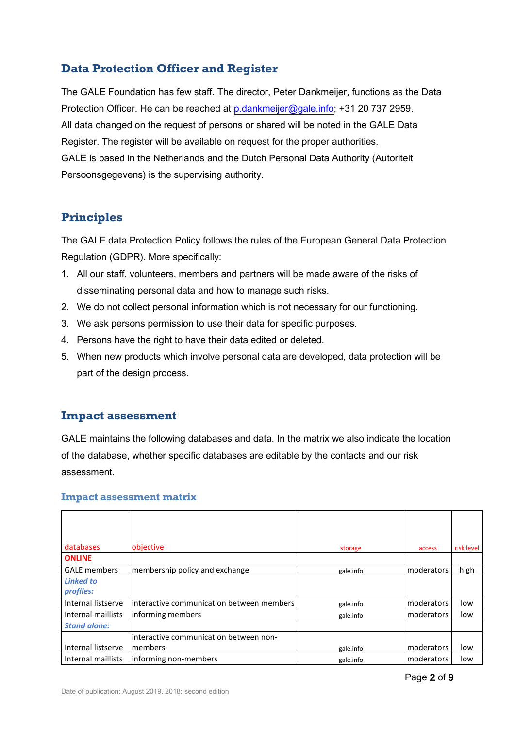## Data Protection Officer and Register

The GALE Foundation has few staff. The director, Peter Dankmeijer, functions as the Data Protection Officer. He can be reached at p.dankmeijer@gale.info; +31 20 737 2959. All data changed on the request of persons or shared will be noted in the GALE Data Register. The register will be available on request for the proper authorities. GALE is based in the Netherlands and the Dutch Personal Data Authority (Autoriteit Persoonsgegevens) is the supervising authority.

## Principles

The GALE data Protection Policy follows the rules of the European General Data Protection Regulation (GDPR). More specifically:

1. All our staff, volunteers, members and partners will be made aware of the risks of disseminating personal data and how to manage such risks.
2. We do not collect personal information which is not necessary for our functioning.
3. We ask persons permission to use their data for specific purposes.
4. Persons have the right to have their data edited or deleted.
5. When new products which involve personal data are developed, data protection will be part of the design process.

## Impact assessment

GALE maintains the following databases and data. In the matrix we also indicate the location of the database, whether specific databases are editable by the contacts and our risk assessment.

### Impact assessment matrix

| databases | objective | storage | access | risk level |
|---|---|---|---|---|
| **ONLINE** | | | | |
| GALE members | membership policy and exchange | gale.info | moderators | high |
| ***Linked to profiles:*** | | | | |
| Internal listserve | interactive communication between members | gale.info | moderators | low |
| Internal maillists | informing members | gale.info | moderators | low |
| ***Stand alone:*** | | | | |
| Internal listserve | interactive communication between non-members | gale.info | moderators | low |
| Internal maillists | informing non-members | gale.info | moderators | low |

Date of publication: August 2019, 2018; second edition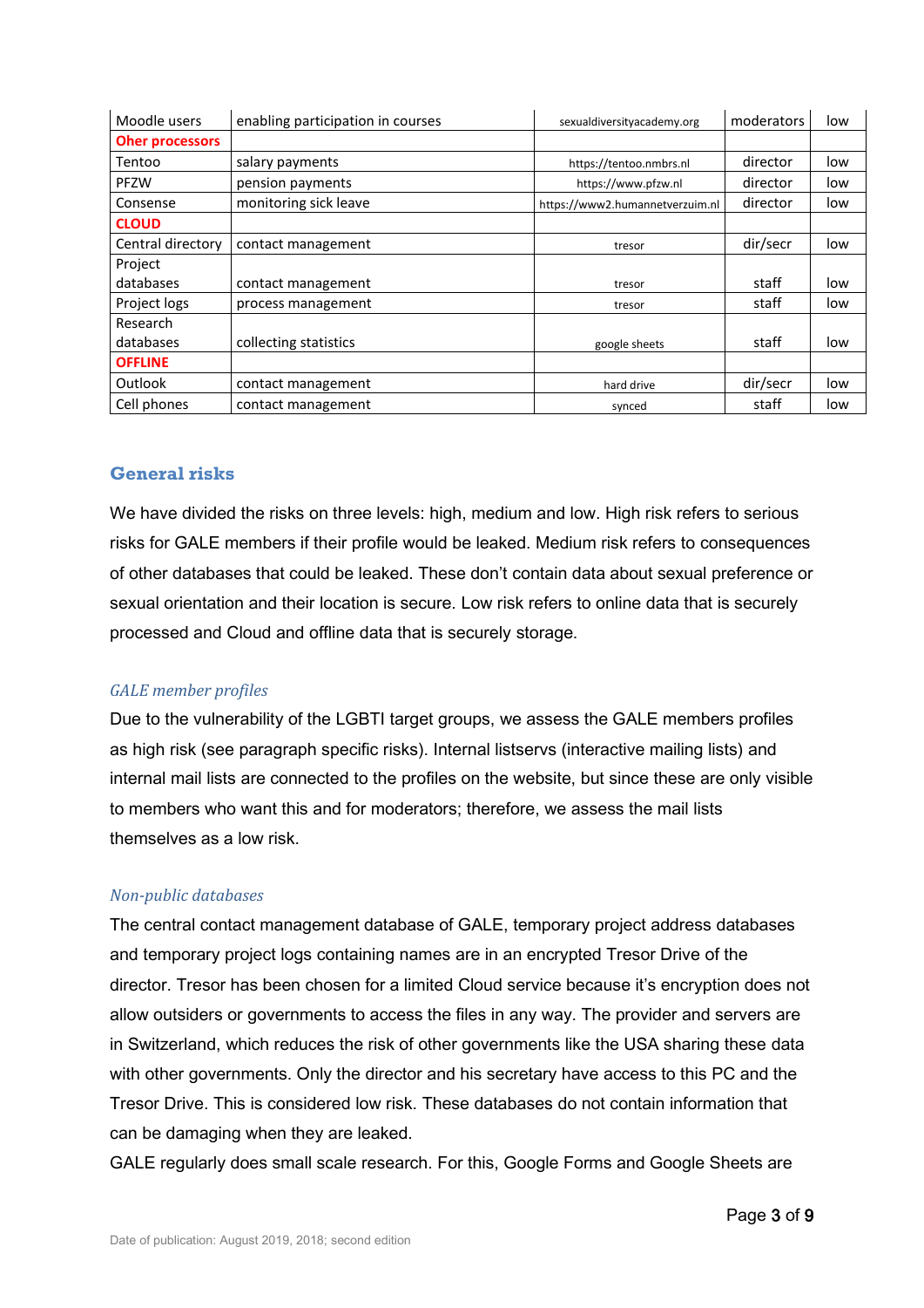| Moodle users | enabling participation in courses | sexualdiversityacademy.org | moderators | low |
|---|---|---|---|---|
| **Oher processors** | | | | |
| Tentoo | salary payments | https://tentoo.nmbrs.nl | director | low |
| PFZW | pension payments | https://www.pfzw.nl | director | low |
| Consense | monitoring sick leave | https://www2.humannetverzuim.nl | director | low |
| **CLOUD** | | | | |
| Central directory | contact management | tresor | dir/secr | low |
| Project databases | contact management | tresor | staff | low |
| Project logs | process management | tresor | staff | low |
| Research databases | collecting statistics | google sheets | staff | low |
| **OFFLINE** | | | | |
| Outlook | contact management | hard drive | dir/secr | low |
| Cell phones | contact management | synced | staff | low |

## General risks

We have divided the risks on three levels: high, medium and low. High risk refers to serious risks for GALE members if their profile would be leaked. Medium risk refers to consequences of other databases that could be leaked. These don't contain data about sexual preference or sexual orientation and their location is secure. Low risk refers to online data that is securely processed and Cloud and offline data that is securely storage.

### *GALE member profiles*

Due to the vulnerability of the LGBTI target groups, we assess the GALE members profiles as high risk (see paragraph specific risks). Internal listservs (interactive mailing lists) and internal mail lists are connected to the profiles on the website, but since these are only visible to members who want this and for moderators; therefore, we assess the mail lists themselves as a low risk.

### *Non-public databases*

The central contact management database of GALE, temporary project address databases and temporary project logs containing names are in an encrypted Tresor Drive of the director. Tresor has been chosen for a limited Cloud service because it's encryption does not allow outsiders or governments to access the files in any way. The provider and servers are in Switzerland, which reduces the risk of other governments like the USA sharing these data with other governments. Only the director and his secretary have access to this PC and the Tresor Drive. This is considered low risk. These databases do not contain information that can be damaging when they are leaked.

GALE regularly does small scale research. For this, Google Forms and Google Sheets are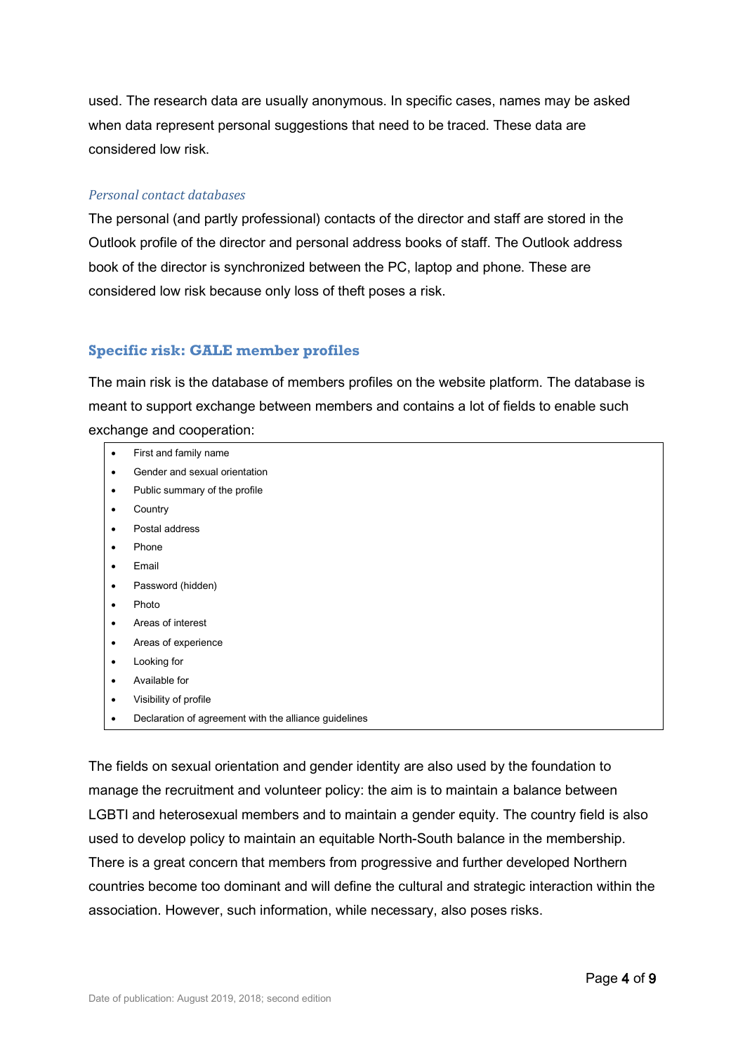used. The research data are usually anonymous. In specific cases, names may be asked when data represent personal suggestions that need to be traced. These data are considered low risk.

### *Personal contact databases*

The personal (and partly professional) contacts of the director and staff are stored in the Outlook profile of the director and personal address books of staff. The Outlook address book of the director is synchronized between the PC, laptop and phone. These are considered low risk because only loss of theft poses a risk.

## Specific risk: GALE member profiles

The main risk is the database of members profiles on the website platform. The database is meant to support exchange between members and contains a lot of fields to enable such exchange and cooperation:

- First and family name
- Gender and sexual orientation
- Public summary of the profile
- Country
- Postal address
- Phone
- Email
- Password (hidden)
- Photo
- Areas of interest
- Areas of experience
- Looking for
- Available for
- Visibility of profile
- Declaration of agreement with the alliance guidelines

The fields on sexual orientation and gender identity are also used by the foundation to manage the recruitment and volunteer policy: the aim is to maintain a balance between LGBTI and heterosexual members and to maintain a gender equity. The country field is also used to develop policy to maintain an equitable North-South balance in the membership. There is a great concern that members from progressive and further developed Northern countries become too dominant and will define the cultural and strategic interaction within the association. However, such information, while necessary, also poses risks.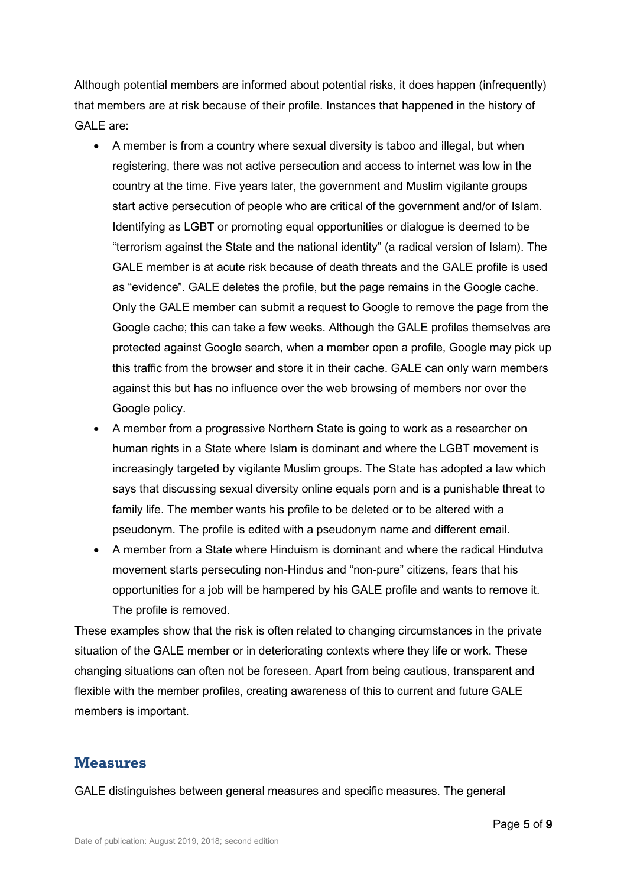Although potential members are informed about potential risks, it does happen (infrequently) that members are at risk because of their profile. Instances that happened in the history of GALE are:

- A member is from a country where sexual diversity is taboo and illegal, but when registering, there was not active persecution and access to internet was low in the country at the time. Five years later, the government and Muslim vigilante groups start active persecution of people who are critical of the government and/or of Islam. Identifying as LGBT or promoting equal opportunities or dialogue is deemed to be "terrorism against the State and the national identity" (a radical version of Islam). The GALE member is at acute risk because of death threats and the GALE profile is used as "evidence". GALE deletes the profile, but the page remains in the Google cache. Only the GALE member can submit a request to Google to remove the page from the Google cache; this can take a few weeks. Although the GALE profiles themselves are protected against Google search, when a member open a profile, Google may pick up this traffic from the browser and store it in their cache. GALE can only warn members against this but has no influence over the web browsing of members nor over the Google policy.
- A member from a progressive Northern State is going to work as a researcher on human rights in a State where Islam is dominant and where the LGBT movement is increasingly targeted by vigilante Muslim groups. The State has adopted a law which says that discussing sexual diversity online equals porn and is a punishable threat to family life. The member wants his profile to be deleted or to be altered with a pseudonym. The profile is edited with a pseudonym name and different email.
- A member from a State where Hinduism is dominant and where the radical Hindutva movement starts persecuting non-Hindus and "non-pure" citizens, fears that his opportunities for a job will be hampered by his GALE profile and wants to remove it. The profile is removed.

These examples show that the risk is often related to changing circumstances in the private situation of the GALE member or in deteriorating contexts where they life or work. These changing situations can often not be foreseen. Apart from being cautious, transparent and flexible with the member profiles, creating awareness of this to current and future GALE members is important.

## Measures

GALE distinguishes between general measures and specific measures. The general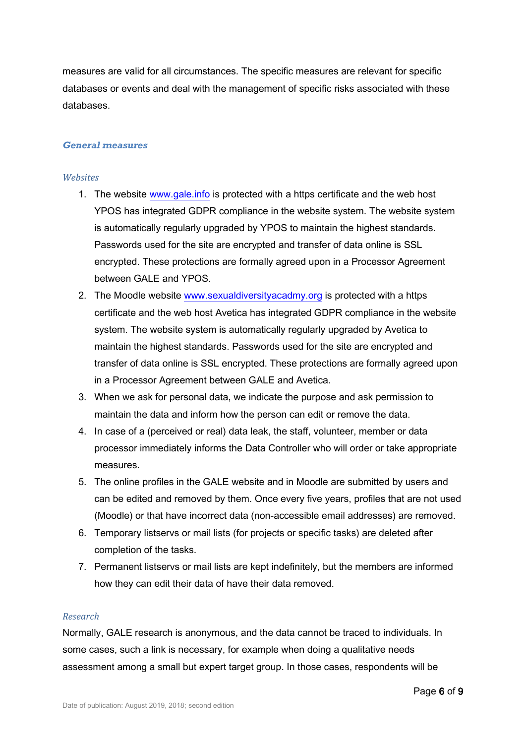measures are valid for all circumstances. The specific measures are relevant for specific databases or events and deal with the management of specific risks associated with these databases.

### *General measures*

#### *Websites*

1. The website www.gale.info is protected with a https certificate and the web host YPOS has integrated GDPR compliance in the website system. The website system is automatically regularly upgraded by YPOS to maintain the highest standards. Passwords used for the site are encrypted and transfer of data online is SSL encrypted. These protections are formally agreed upon in a Processor Agreement between GALE and YPOS.
2. The Moodle website www.sexualdiversityacadmy.org is protected with a https certificate and the web host Avetica has integrated GDPR compliance in the website system. The website system is automatically regularly upgraded by Avetica to maintain the highest standards. Passwords used for the site are encrypted and transfer of data online is SSL encrypted. These protections are formally agreed upon in a Processor Agreement between GALE and Avetica.
3. When we ask for personal data, we indicate the purpose and ask permission to maintain the data and inform how the person can edit or remove the data.
4. In case of a (perceived or real) data leak, the staff, volunteer, member or data processor immediately informs the Data Controller who will order or take appropriate measures.
5. The online profiles in the GALE website and in Moodle are submitted by users and can be edited and removed by them. Once every five years, profiles that are not used (Moodle) or that have incorrect data (non-accessible email addresses) are removed.
6. Temporary listservs or mail lists (for projects or specific tasks) are deleted after completion of the tasks.
7. Permanent listservs or mail lists are kept indefinitely, but the members are informed how they can edit their data of have their data removed.

#### *Research*

Normally, GALE research is anonymous, and the data cannot be traced to individuals. In some cases, such a link is necessary, for example when doing a qualitative needs assessment among a small but expert target group. In those cases, respondents will be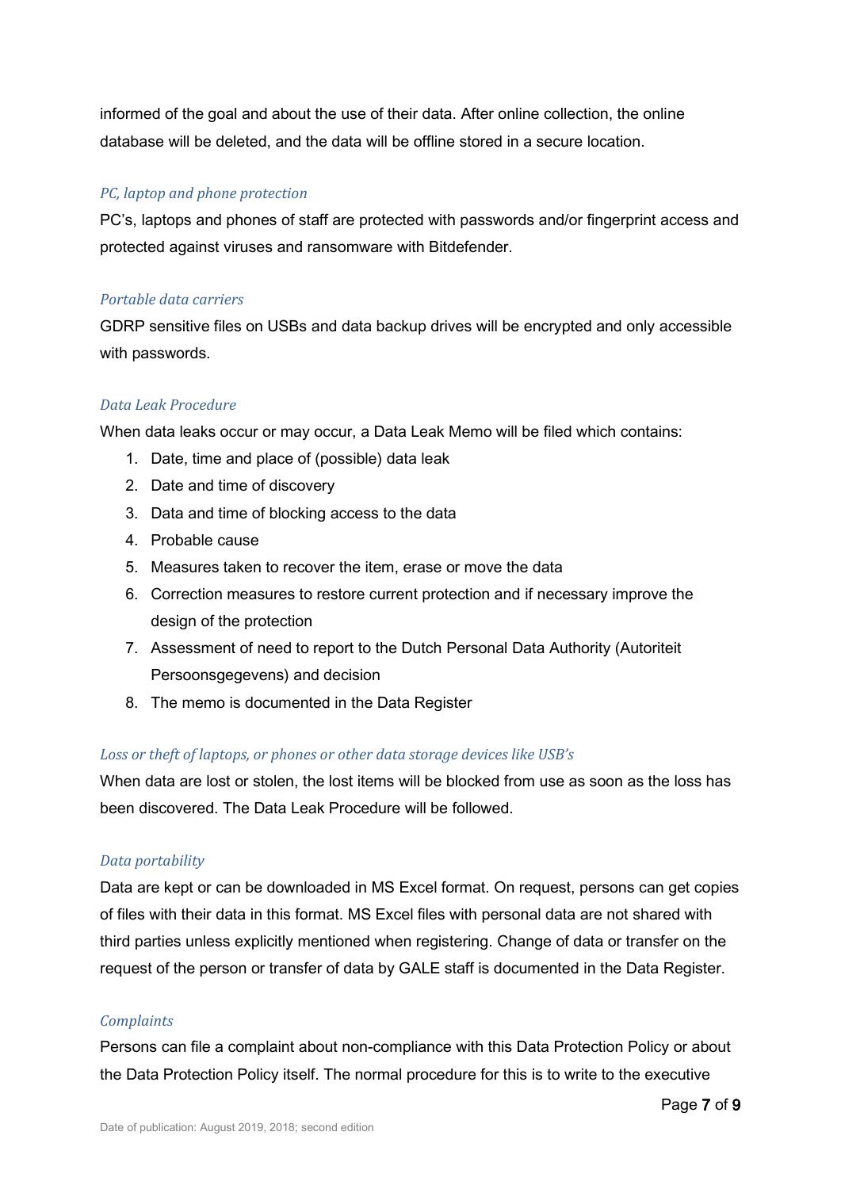informed of the goal and about the use of their data. After online collection, the online database will be deleted, and the data will be offline stored in a secure location.

*PC, laptop and phone protection*

PC's, laptops and phones of staff are protected with passwords and/or fingerprint access and protected against viruses and ransomware with Bitdefender.

*Portable data carriers*

GDRP sensitive files on USBs and data backup drives will be encrypted and only accessible with passwords.

*Data Leak Procedure*

When data leaks occur or may occur, a Data Leak Memo will be filed which contains:

1. Date, time and place of (possible) data leak
2. Date and time of discovery
3. Data and time of blocking access to the data
4. Probable cause
5. Measures taken to recover the item, erase or move the data
6. Correction measures to restore current protection and if necessary improve the design of the protection
7. Assessment of need to report to the Dutch Personal Data Authority (Autoriteit Persoonsgegevens) and decision
8. The memo is documented in the Data Register

*Loss or theft of laptops, or phones or other data storage devices like USB's*

When data are lost or stolen, the lost items will be blocked from use as soon as the loss has been discovered. The Data Leak Procedure will be followed.

*Data portability*

Data are kept or can be downloaded in MS Excel format. On request, persons can get copies of files with their data in this format. MS Excel files with personal data are not shared with third parties unless explicitly mentioned when registering. Change of data or transfer on the request of the person or transfer of data by GALE staff is documented in the Data Register.

*Complaints*

Persons can file a complaint about non-compliance with this Data Protection Policy or about the Data Protection Policy itself. The normal procedure for this is to write to the executive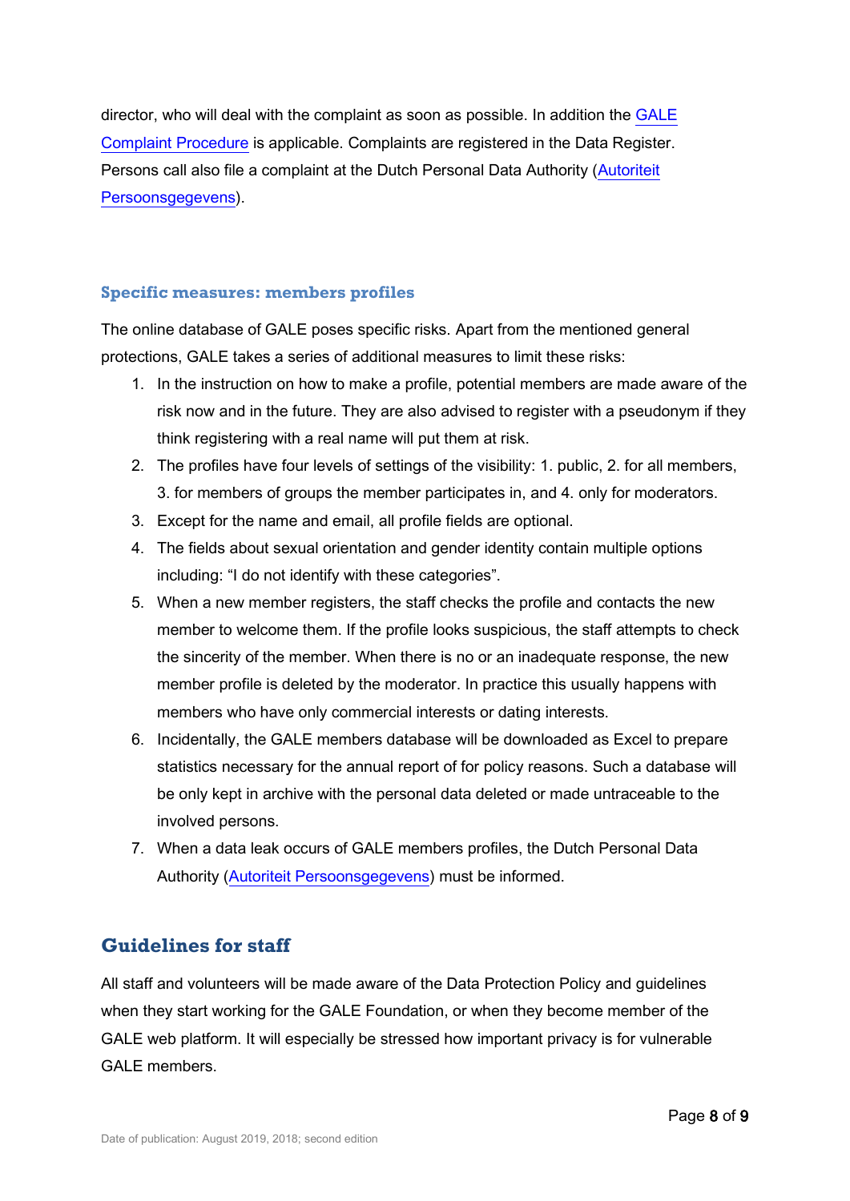director, who will deal with the complaint as soon as possible. In addition the GALE Complaint Procedure is applicable. Complaints are registered in the Data Register. Persons call also file a complaint at the Dutch Personal Data Authority (Autoriteit Persoonsgegevens).

### Specific measures: members profiles

The online database of GALE poses specific risks. Apart from the mentioned general protections, GALE takes a series of additional measures to limit these risks:

1. In the instruction on how to make a profile, potential members are made aware of the risk now and in the future. They are also advised to register with a pseudonym if they think registering with a real name will put them at risk.
2. The profiles have four levels of settings of the visibility: 1. public, 2. for all members, 3. for members of groups the member participates in, and 4. only for moderators.
3. Except for the name and email, all profile fields are optional.
4. The fields about sexual orientation and gender identity contain multiple options including: "I do not identify with these categories".
5. When a new member registers, the staff checks the profile and contacts the new member to welcome them. If the profile looks suspicious, the staff attempts to check the sincerity of the member. When there is no or an inadequate response, the new member profile is deleted by the moderator. In practice this usually happens with members who have only commercial interests or dating interests.
6. Incidentally, the GALE members database will be downloaded as Excel to prepare statistics necessary for the annual report of for policy reasons. Such a database will be only kept in archive with the personal data deleted or made untraceable to the involved persons.
7. When a data leak occurs of GALE members profiles, the Dutch Personal Data Authority (Autoriteit Persoonsgegevens) must be informed.

## Guidelines for staff

All staff and volunteers will be made aware of the Data Protection Policy and guidelines when they start working for the GALE Foundation, or when they become member of the GALE web platform. It will especially be stressed how important privacy is for vulnerable GALE members.

Date of publication: August 2019, 2018; second edition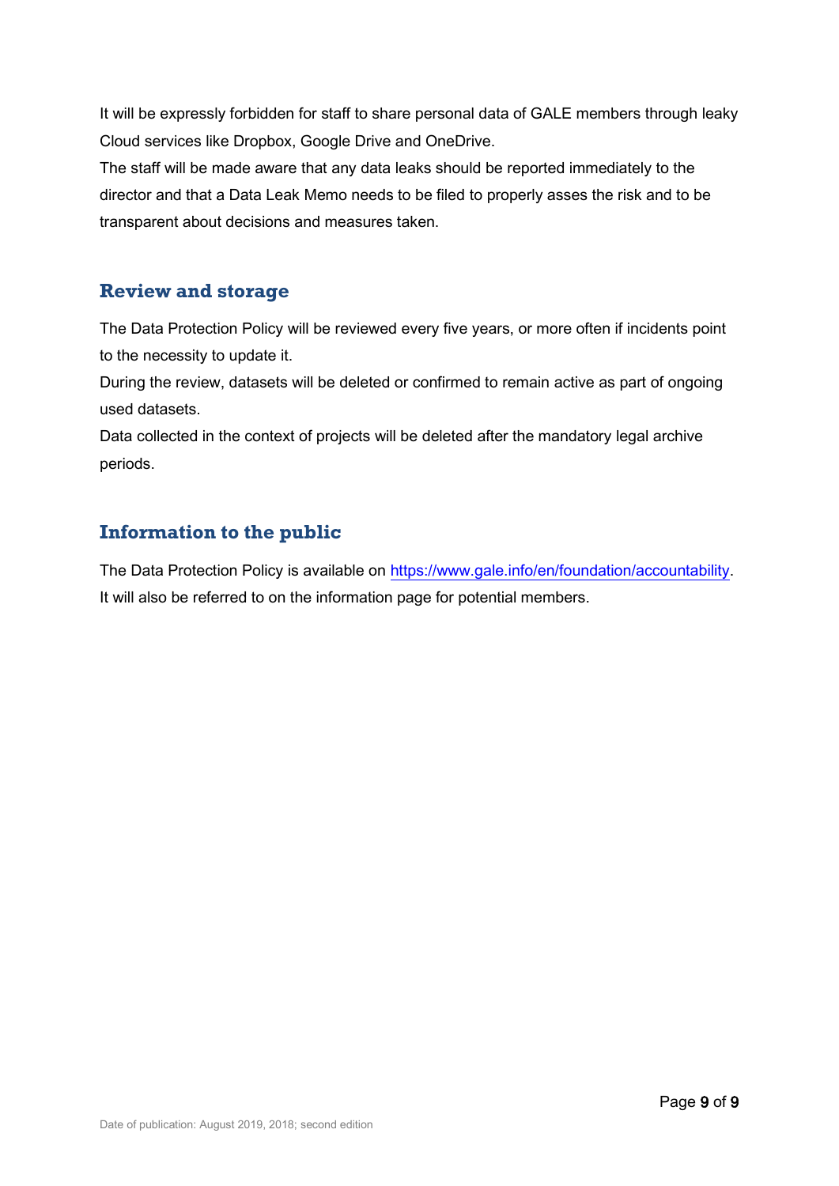It will be expressly forbidden for staff to share personal data of GALE members through leaky Cloud services like Dropbox, Google Drive and OneDrive.

The staff will be made aware that any data leaks should be reported immediately to the director and that a Data Leak Memo needs to be filed to properly asses the risk and to be transparent about decisions and measures taken.

## Review and storage

The Data Protection Policy will be reviewed every five years, or more often if incidents point to the necessity to update it.

During the review, datasets will be deleted or confirmed to remain active as part of ongoing used datasets.

Data collected in the context of projects will be deleted after the mandatory legal archive periods.

## Information to the public

The Data Protection Policy is available on https://www.gale.info/en/foundation/accountability.
It will also be referred to on the information page for potential members.

Date of publication: August 2019, 2018; second edition